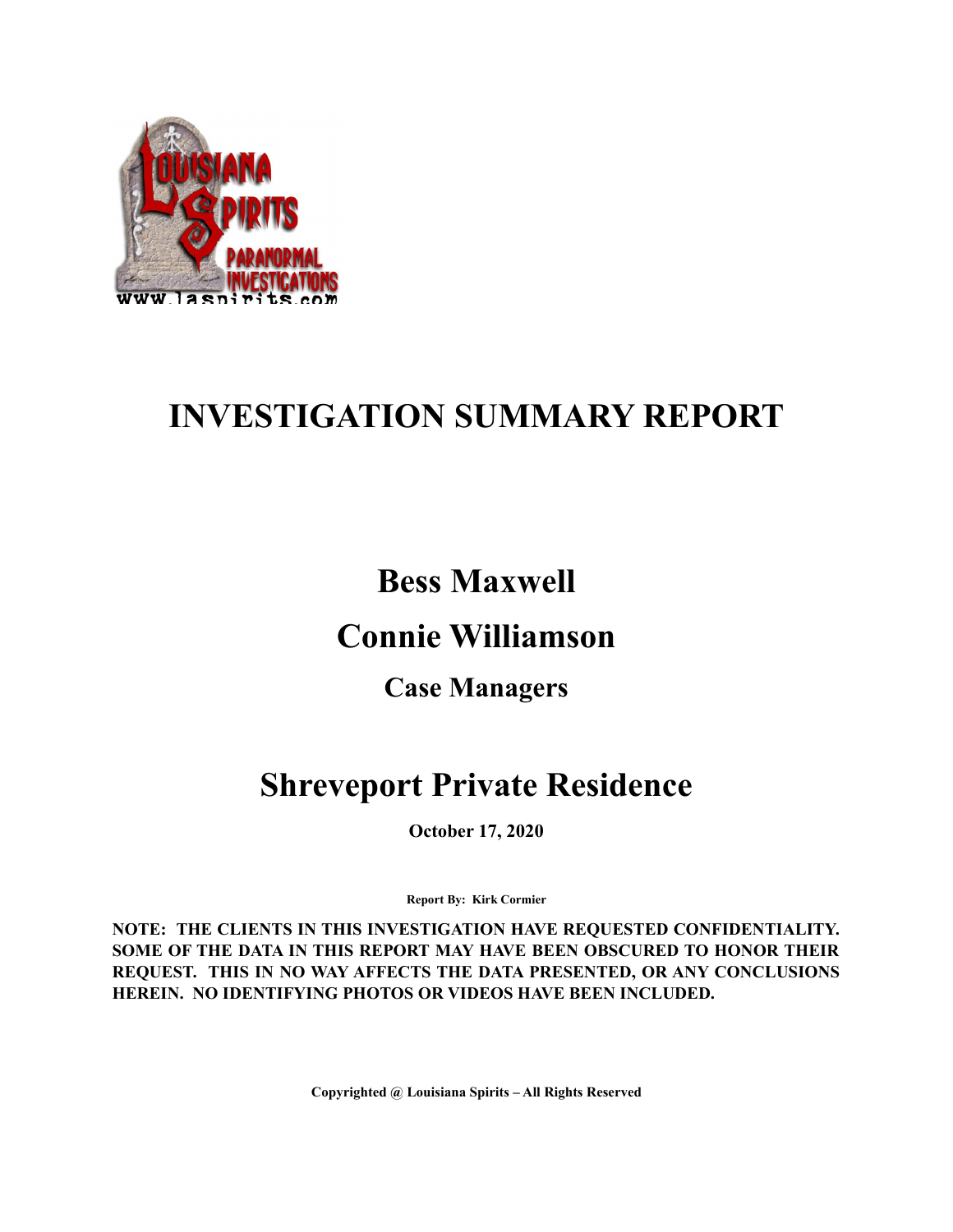# INVESTIGATION SUMMARY REPORT

## Bess Maxwell

## Connie Williamson

### Case Managers

## Shreveport Private Residence

**October 17, 2020**

**Report By: Kirk Cormier**

**NOTE: THE CLIENTS IN THIS INVESTIGATION HAVE REQUESTED CONFIDENTIALITY. SOME OF THE DATA IN THIS REPORT MAY HAVE BEEN OBSCURED TO HONOR THEIR REQUEST. THIS IN NO WAY AFFECTS THE DATA PRESENTED, OR ANY CONCLUSIONS HEREIN. NO IDENTIFYING PHOTOS OR VIDEOS HAVE BEEN INCLUDED.**

**Copyrighted @ Louisiana Spirits – All Rights Reserved**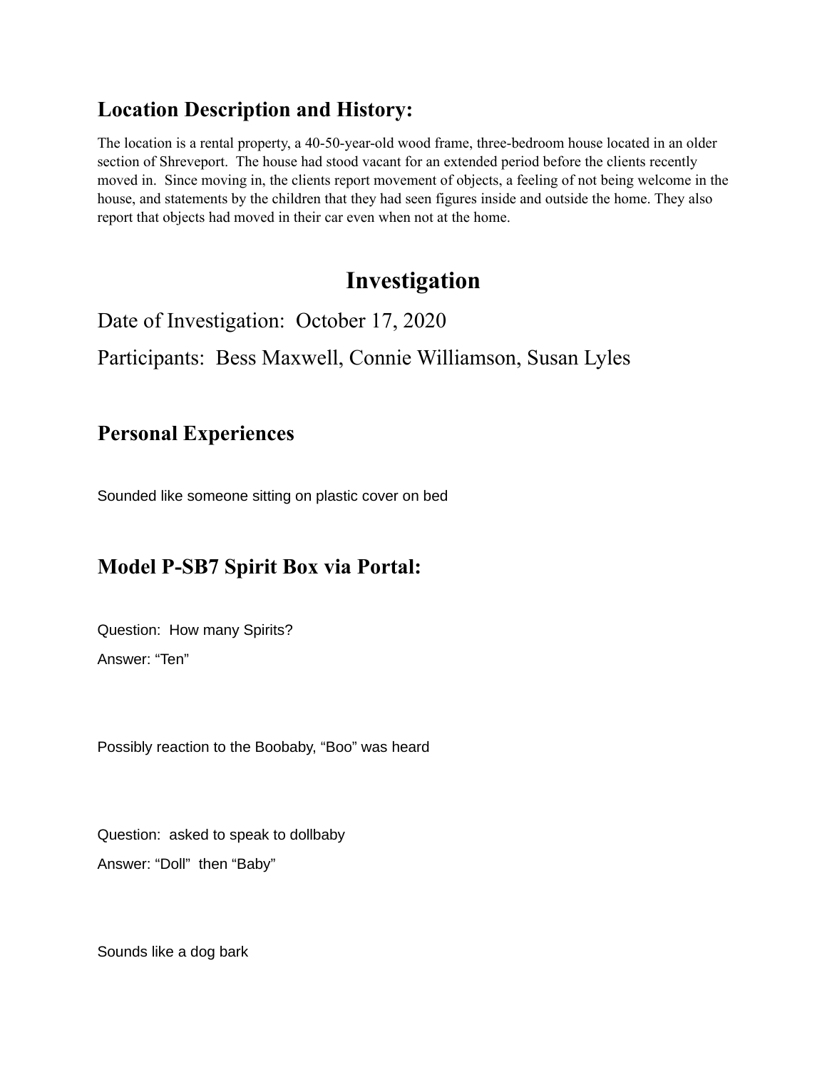## Location Description and History:

The location is a rental property, a 40-50-year-old wood frame, three-bedroom house located in an older section of Shreveport. The house had stood vacant for an extended period before the clients recently moved in. Since moving in, the clients report movement of objects, a feeling of not being welcome in the house, and statements by the children that they had seen figures inside and outside the home. They also report that objects had moved in their car even when not at the home.

# Investigation

Date of Investigation: October 17, 2020

Participants: Bess Maxwell, Connie Williamson, Susan Lyles

## Personal Experiences

Sounded like someone sitting on plastic cover on bed

## Model P-SB7 Spirit Box via Portal:

Question: How many Spirits?

Answer: “Ten”

Possibly reaction to the Boobaby, “Boo” was heard

Question: asked to speak to dollbaby

Answer: “Doll” then “Baby”

Sounds like a dog bark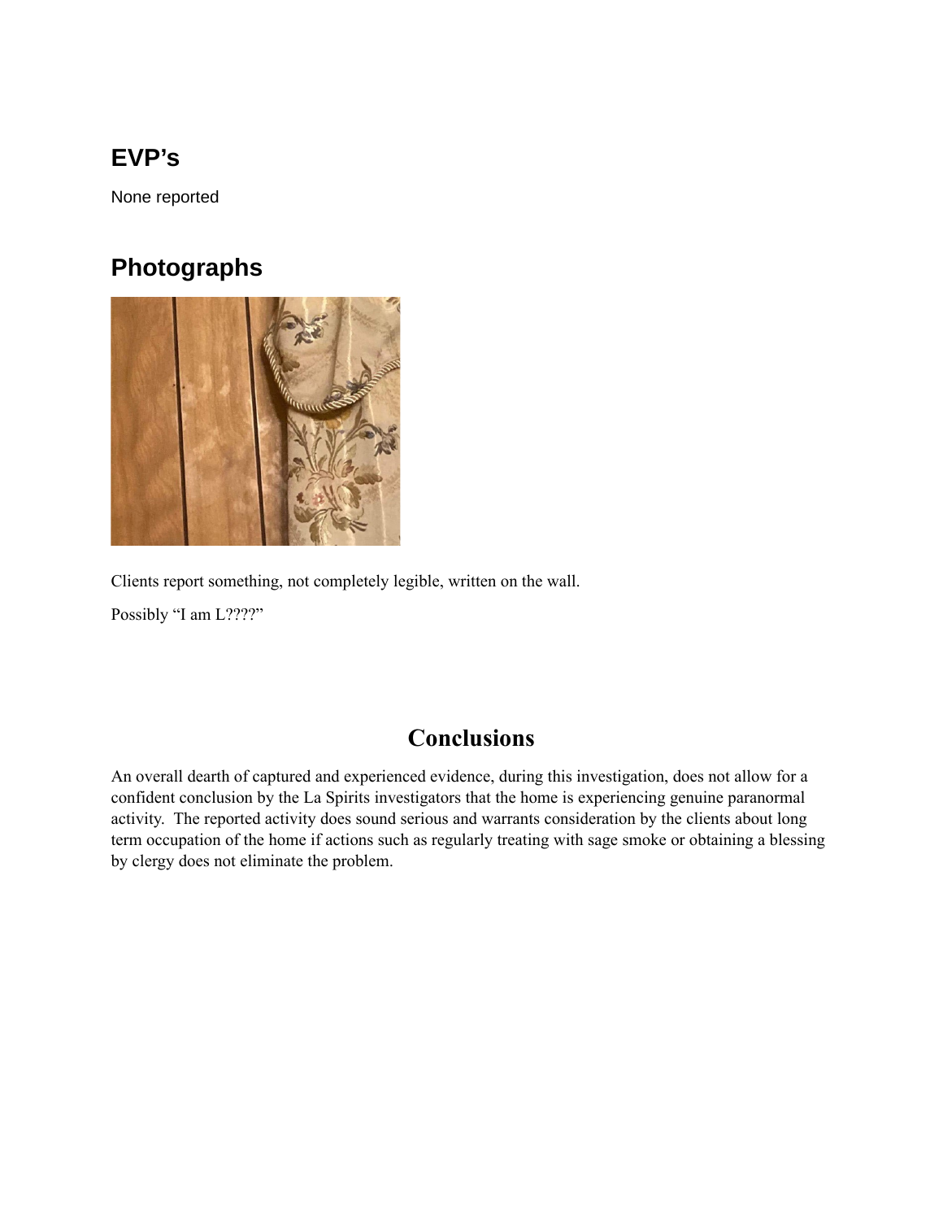## EVP's

None reported

## Photographs

Clients report something, not completely legible, written on the wall.

Possibly "I am L????"

## Conclusions

An overall dearth of captured and experienced evidence, during this investigation, does not allow for a confident conclusion by the La Spirits investigators that the home is experiencing genuine paranormal activity. The reported activity does sound serious and warrants consideration by the clients about long term occupation of the home if actions such as regularly treating with sage smoke or obtaining a blessing by clergy does not eliminate the problem.